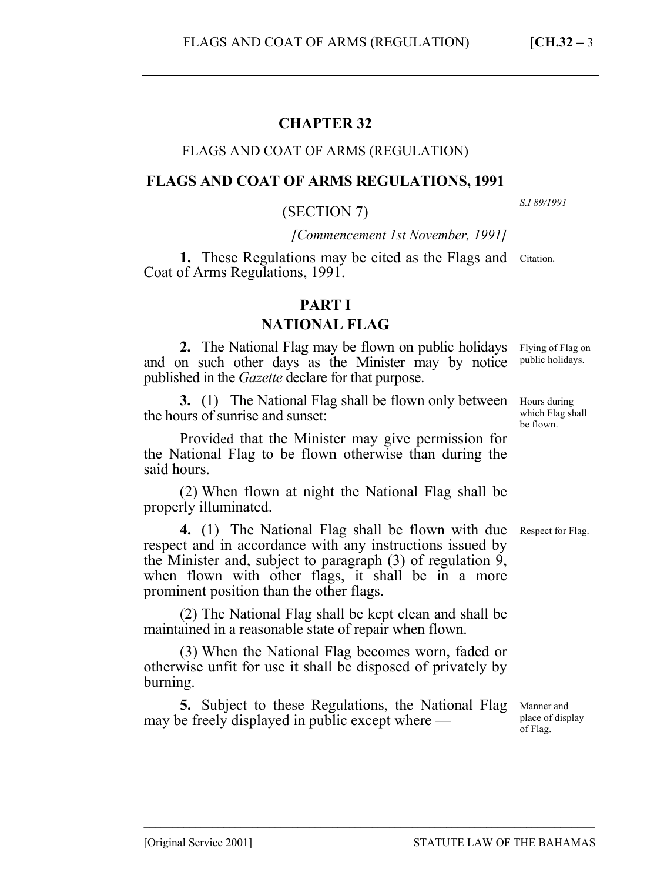# CHAPTER 32

FLAGS AND COAT OF ARMS (REGULATION)

## FLAGS AND COAT OF ARMS REGULATIONS, 1991

(SECTION 7)

*S.I 89/1991*

*[Commencement 1st November, 1991]*

Citation.

**1.** These Regulations may be cited as the Flags and Coat of Arms Regulations, 1991.

## PART I
## NATIONAL FLAG

Flying of Flag on public holidays.

**2.** The National Flag may be flown on public holidays and on such other days as the Minister may by notice published in the *Gazette* declare for that purpose.

Hours during which Flag shall be flown.

**3.** (1) The National Flag shall be flown only between the hours of sunrise and sunset:

Provided that the Minister may give permission for the National Flag to be flown otherwise than during the said hours.

(2) When flown at night the National Flag shall be properly illuminated.

Respect for Flag.

**4.** (1) The National Flag shall be flown with due respect and in accordance with any instructions issued by the Minister and, subject to paragraph (3) of regulation 9, when flown with other flags, it shall be in a more prominent position than the other flags.

(2) The National Flag shall be kept clean and shall be maintained in a reasonable state of repair when flown.

(3) When the National Flag becomes worn, faded or otherwise unfit for use it shall be disposed of privately by burning.

Manner and place of display of Flag.

**5.** Subject to these Regulations, the National Flag may be freely displayed in public except where —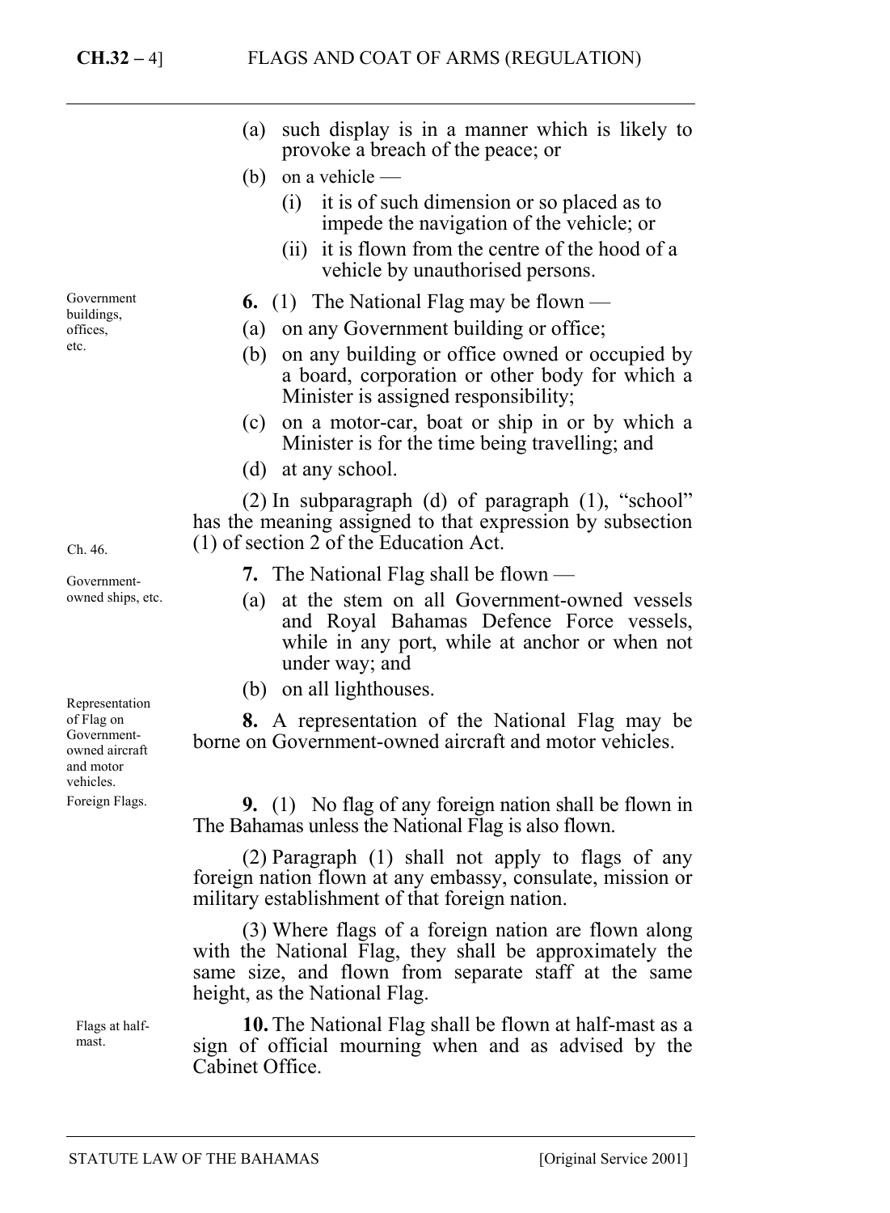(a) such display is in a manner which is likely to provoke a breach of the peace; or

(b) on a vehicle —

  (i) it is of such dimension or so placed as to impede the navigation of the vehicle; or

  (ii) it is flown from the centre of the hood of a vehicle by unauthorised persons.

*Government buildings, offices, etc.*

**6.** (1) The National Flag may be flown —

(a) on any Government building or office;

(b) on any building or office owned or occupied by a board, corporation or other body for which a Minister is assigned responsibility;

(c) on a motor-car, boat or ship in or by which a Minister is for the time being travelling; and

(d) at any school.

(2) In subparagraph (d) of paragraph (1), "school" has the meaning assigned to that expression by subsection (1) of section 2 of the Education Act.

*Ch. 46.*

*Government-owned ships, etc.*

**7.** The National Flag shall be flown —

(a) at the stem on all Government-owned vessels and Royal Bahamas Defence Force vessels, while in any port, while at anchor or when not under way; and

(b) on all lighthouses.

*Representation of Flag on Government-owned aircraft and motor vehicles.*

**8.** A representation of the National Flag may be borne on Government-owned aircraft and motor vehicles.

*Foreign Flags.*

**9.** (1) No flag of any foreign nation shall be flown in The Bahamas unless the National Flag is also flown.

(2) Paragraph (1) shall not apply to flags of any foreign nation flown at any embassy, consulate, mission or military establishment of that foreign nation.

(3) Where flags of a foreign nation are flown along with the National Flag, they shall be approximately the same size, and flown from separate staff at the same height, as the National Flag.

*Flags at half-mast.*

**10.** The National Flag shall be flown at half-mast as a sign of official mourning when and as advised by the Cabinet Office.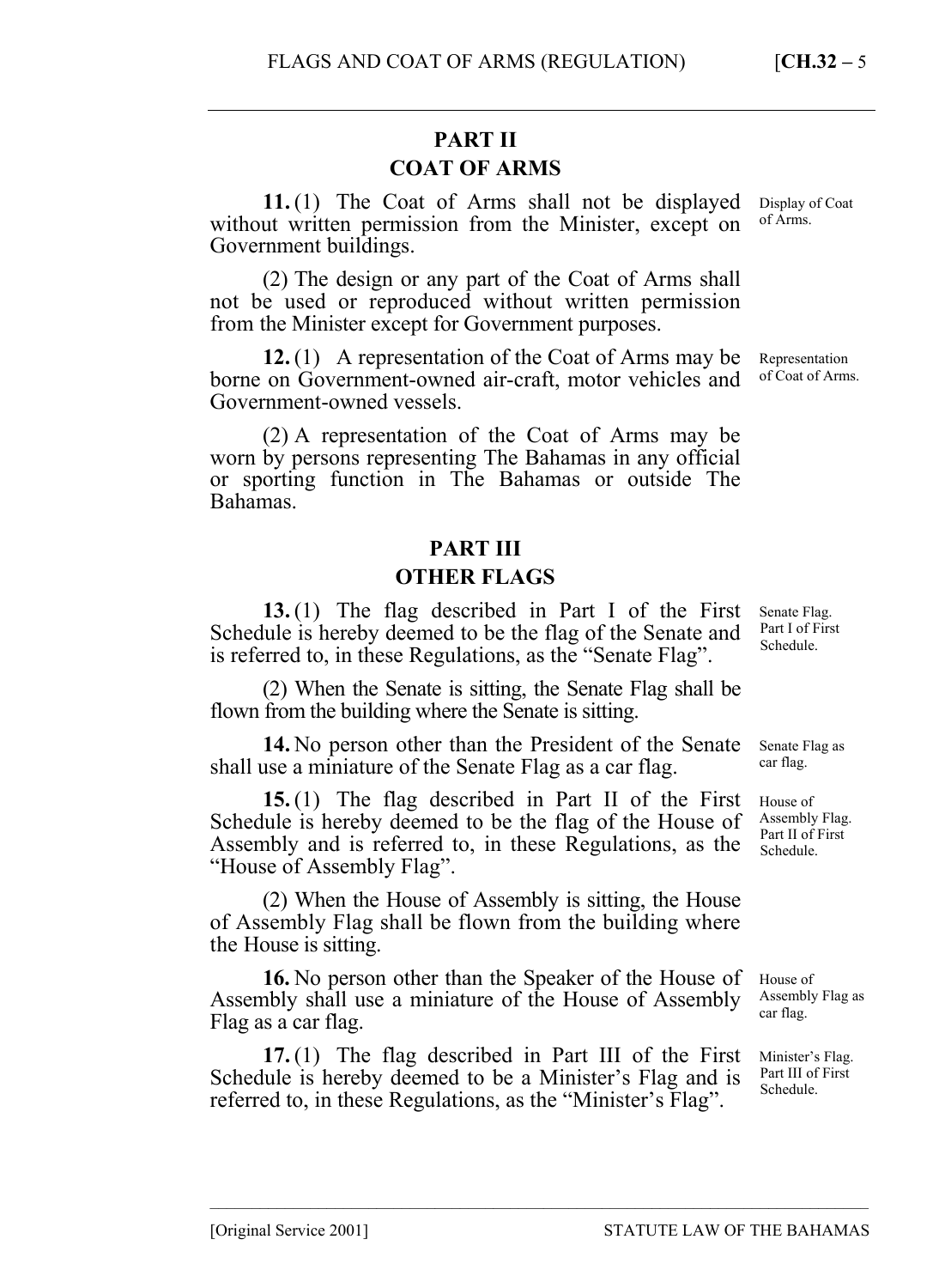## PART II
## COAT OF ARMS

Display of Coat of Arms.

**11.** (1) The Coat of Arms shall not be displayed without written permission from the Minister, except on Government buildings.

(2) The design or any part of the Coat of Arms shall not be used or reproduced without written permission from the Minister except for Government purposes.

Representation of Coat of Arms.

**12.** (1) A representation of the Coat of Arms may be borne on Government-owned air-craft, motor vehicles and Government-owned vessels.

(2) A representation of the Coat of Arms may be worn by persons representing The Bahamas in any official or sporting function in The Bahamas or outside The Bahamas.

## PART III
## OTHER FLAGS

Senate Flag. Part I of First Schedule.

**13.** (1) The flag described in Part I of the First Schedule is hereby deemed to be the flag of the Senate and is referred to, in these Regulations, as the "Senate Flag".

(2) When the Senate is sitting, the Senate Flag shall be flown from the building where the Senate is sitting.

Senate Flag as car flag.

**14.** No person other than the President of the Senate shall use a miniature of the Senate Flag as a car flag.

House of Assembly Flag. Part II of First Schedule.

**15.** (1) The flag described in Part II of the First Schedule is hereby deemed to be the flag of the House of Assembly and is referred to, in these Regulations, as the "House of Assembly Flag".

(2) When the House of Assembly is sitting, the House of Assembly Flag shall be flown from the building where the House is sitting.

House of Assembly Flag as car flag.

**16.** No person other than the Speaker of the House of Assembly shall use a miniature of the House of Assembly Flag as a car flag.

Minister's Flag. Part III of First Schedule.

**17.** (1) The flag described in Part III of the First Schedule is hereby deemed to be a Minister's Flag and is referred to, in these Regulations, as the "Minister's Flag".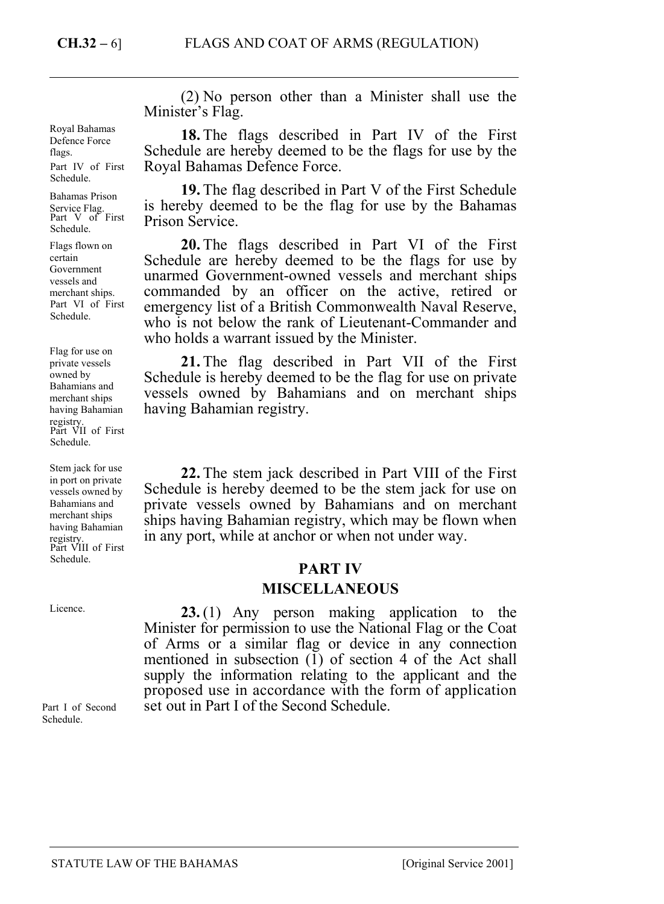(2) No person other than a Minister shall use the Minister's Flag.

Royal Bahamas Defence Force flags. Part IV of First Schedule.

**18.** The flags described in Part IV of the First Schedule are hereby deemed to be the flags for use by the Royal Bahamas Defence Force.

Bahamas Prison Service Flag. Part V of First Schedule.

**19.** The flag described in Part V of the First Schedule is hereby deemed to be the flag for use by the Bahamas Prison Service.

Flags flown on certain Government vessels and merchant ships. Part VI of First Schedule.

**20.** The flags described in Part VI of the First Schedule are hereby deemed to be the flags for use by unarmed Government-owned vessels and merchant ships commanded by an officer on the active, retired or emergency list of a British Commonwealth Naval Reserve, who is not below the rank of Lieutenant-Commander and who holds a warrant issued by the Minister.

Flag for use on private vessels owned by Bahamians and merchant ships having Bahamian registry. Part VII of First Schedule.

**21.** The flag described in Part VII of the First Schedule is hereby deemed to be the flag for use on private vessels owned by Bahamians and on merchant ships having Bahamian registry.

Stem jack for use in port on private vessels owned by Bahamians and merchant ships having Bahamian registry. Part VIII of First Schedule.

**22.** The stem jack described in Part VIII of the First Schedule is hereby deemed to be the stem jack for use on private vessels owned by Bahamians and on merchant ships having Bahamian registry, which may be flown when in any port, while at anchor or when not under way.

## PART IV
## MISCELLANEOUS

Licence.

**23.** (1) Any person making application to the Minister for permission to use the National Flag or the Coat of Arms or a similar flag or device in any connection mentioned in subsection (1) of section 4 of the Act shall supply the information relating to the applicant and the proposed use in accordance with the form of application set out in Part I of the Second Schedule.

Part I of Second Schedule.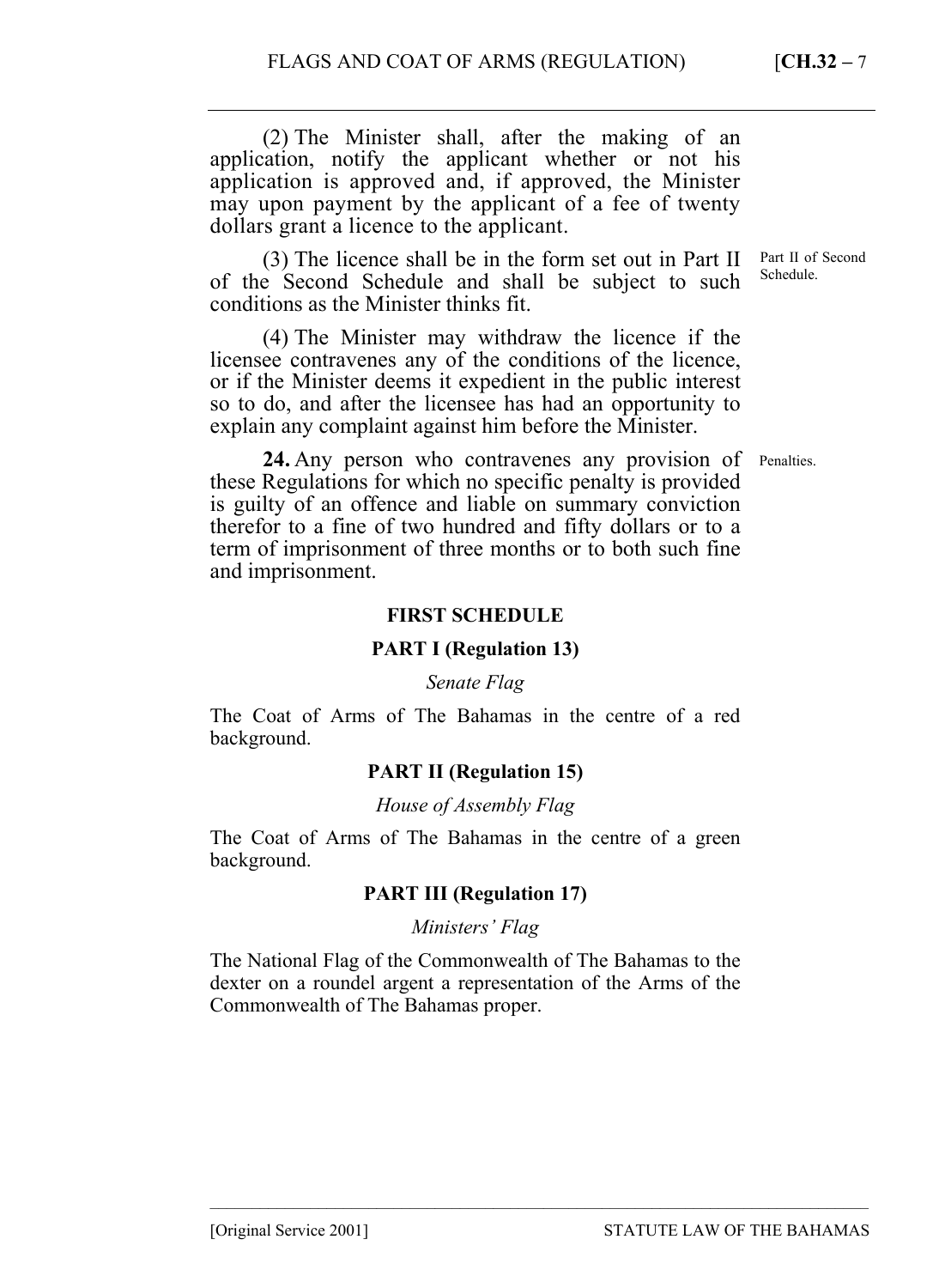(2) The Minister shall, after the making of an application, notify the applicant whether or not his application is approved and, if approved, the Minister may upon payment by the applicant of a fee of twenty dollars grant a licence to the applicant.

(3) The licence shall be in the form set out in Part II of the Second Schedule and shall be subject to such conditions as the Minister thinks fit.

Part II of Second Schedule.

(4) The Minister may withdraw the licence if the licensee contravenes any of the conditions of the licence, or if the Minister deems it expedient in the public interest so to do, and after the licensee has had an opportunity to explain any complaint against him before the Minister.

Penalties.

**24.** Any person who contravenes any provision of these Regulations for which no specific penalty is provided is guilty of an offence and liable on summary conviction therefor to a fine of two hundred and fifty dollars or to a term of imprisonment of three months or to both such fine and imprisonment.

## FIRST SCHEDULE

### PART I (Regulation 13)

*Senate Flag*

The Coat of Arms of The Bahamas in the centre of a red background.

### PART II (Regulation 15)

*House of Assembly Flag*

The Coat of Arms of The Bahamas in the centre of a green background.

### PART III (Regulation 17)

*Ministers' Flag*

The National Flag of the Commonwealth of The Bahamas to the dexter on a roundel argent a representation of the Arms of the Commonwealth of The Bahamas proper.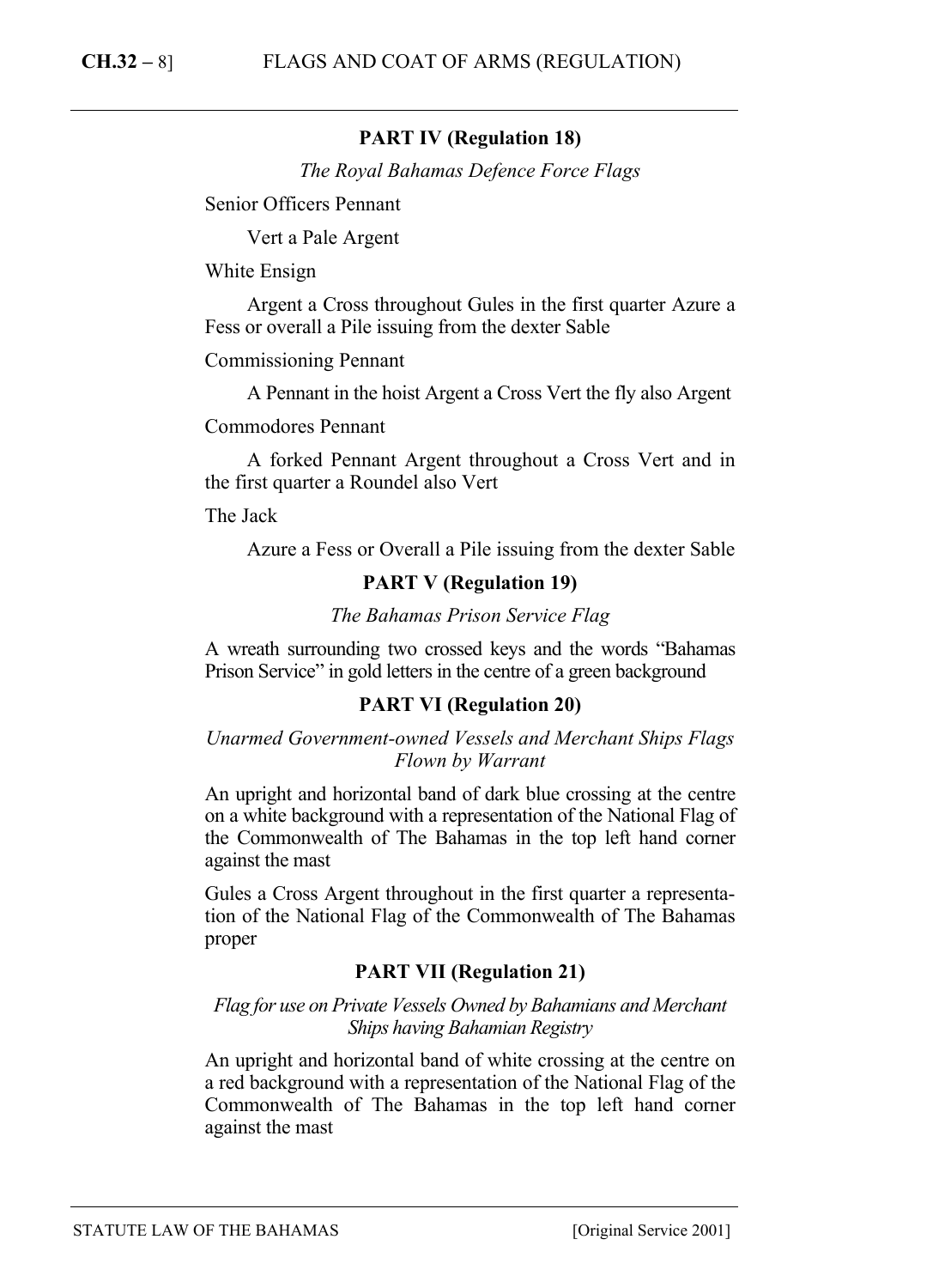## PART IV (Regulation 18)

*The Royal Bahamas Defence Force Flags*

Senior Officers Pennant

Vert a Pale Argent

White Ensign

Argent a Cross throughout Gules in the first quarter Azure a Fess or overall a Pile issuing from the dexter Sable

Commissioning Pennant

A Pennant in the hoist Argent a Cross Vert the fly also Argent

Commodores Pennant

A forked Pennant Argent throughout a Cross Vert and in the first quarter a Roundel also Vert

The Jack

Azure a Fess or Overall a Pile issuing from the dexter Sable

## PART V (Regulation 19)

*The Bahamas Prison Service Flag*

A wreath surrounding two crossed keys and the words "Bahamas Prison Service" in gold letters in the centre of a green background

## PART VI (Regulation 20)

*Unarmed Government-owned Vessels and Merchant Ships Flags Flown by Warrant*

An upright and horizontal band of dark blue crossing at the centre on a white background with a representation of the National Flag of the Commonwealth of The Bahamas in the top left hand corner against the mast

Gules a Cross Argent throughout in the first quarter a representation of the National Flag of the Commonwealth of The Bahamas proper

## PART VII (Regulation 21)

*Flag for use on Private Vessels Owned by Bahamians and Merchant Ships having Bahamian Registry*

An upright and horizontal band of white crossing at the centre on a red background with a representation of the National Flag of the Commonwealth of The Bahamas in the top left hand corner against the mast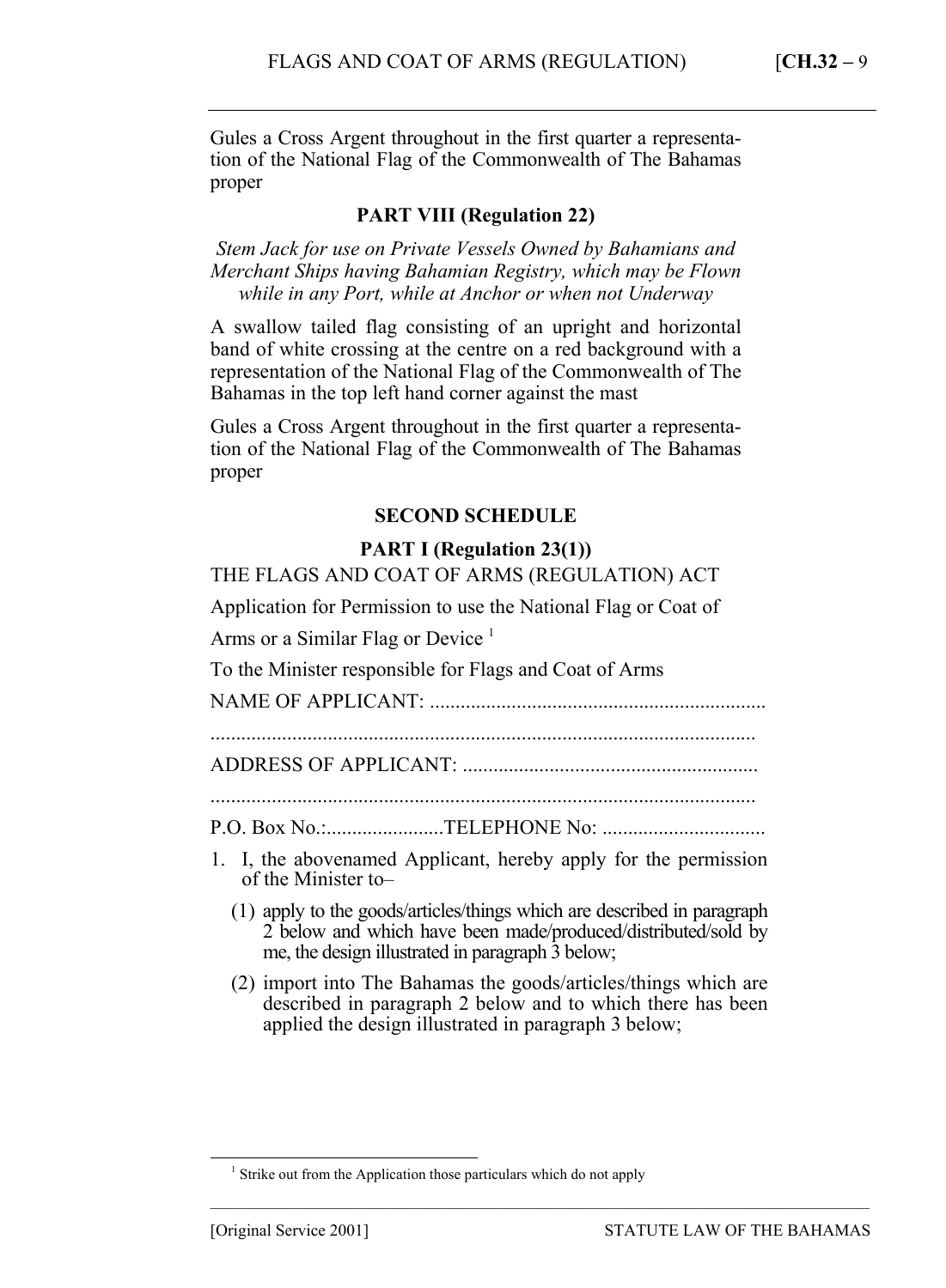Gules a Cross Argent throughout in the first quarter a representation of the National Flag of the Commonwealth of The Bahamas proper

**PART VIII (Regulation 22)**

*Stem Jack for use on Private Vessels Owned by Bahamians and Merchant Ships having Bahamian Registry, which may be Flown while in any Port, while at Anchor or when not Underway*

A swallow tailed flag consisting of an upright and horizontal band of white crossing at the centre on a red background with a representation of the National Flag of the Commonwealth of The Bahamas in the top left hand corner against the mast

Gules a Cross Argent throughout in the first quarter a representation of the National Flag of the Commonwealth of The Bahamas proper

**SECOND SCHEDULE**

**PART I (Regulation 23(1))**

THE FLAGS AND COAT OF ARMS (REGULATION) ACT

Application for Permission to use the National Flag or Coat of Arms or a Similar Flag or Device [1]

To the Minister responsible for Flags and Coat of Arms

NAME OF APPLICANT: .................................................................

..........................................................................................................

ADDRESS OF APPLICANT: ..........................................................

..........................................................................................................

P.O. Box No.:.......................TELEPHONE No: ................................

1. I, the abovenamed Applicant, hereby apply for the permission of the Minister to–

   (1) apply to the goods/articles/things which are described in paragraph 2 below and which have been made/produced/distributed/sold by me, the design illustrated in paragraph 3 below;

   (2) import into The Bahamas the goods/articles/things which are described in paragraph 2 below and to which there has been applied the design illustrated in paragraph 3 below;

[1] Strike out from the Application those particulars which do not apply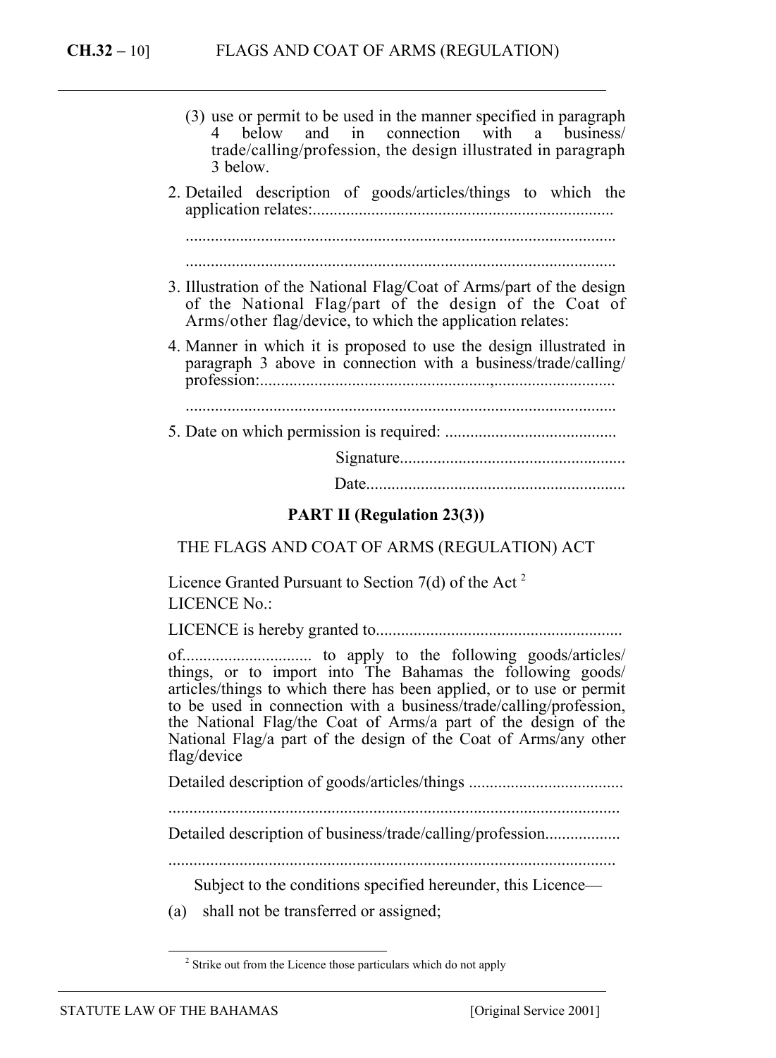(3) use or permit to be used in the manner specified in paragraph 4 below and in connection with a business/ trade/calling/profession, the design illustrated in paragraph 3 below.

2. Detailed description of goods/articles/things to which the application relates:........................................................................

.......................................................................................................

.......................................................................................................

3. Illustration of the National Flag/Coat of Arms/part of the design of the National Flag/part of the design of the Coat of Arms/other flag/device, to which the application relates:

4. Manner in which it is proposed to use the design illustrated in paragraph 3 above in connection with a business/trade/calling/ profession:....................................................,.............................

.......................................................................................................

5. Date on which permission is required: .........................................

Signature......................................................

Date.............................................................

**PART II (Regulation 23(3))**

THE FLAGS AND COAT OF ARMS (REGULATION) ACT

Licence Granted Pursuant to Section 7(d) of the Act [2]

LICENCE No.:

LICENCE is hereby granted to...........................................................

of.............................. to apply to the following goods/articles/ things, or to import into The Bahamas the following goods/ articles/things to which there has been applied, or to use or permit to be used in connection with a business/trade/calling/profession, the National Flag/the Coat of Arms/a part of the design of the National Flag/a part of the design of the Coat of Arms/any other flag/device

Detailed description of goods/articles/things .....................................

...........................................................................................................

Detailed description of business/trade/calling/profession..................

..........................................................................................................

Subject to the conditions specified hereunder, this Licence—

(a) shall not be transferred or assigned;

[2] Strike out from the Licence those particulars which do not apply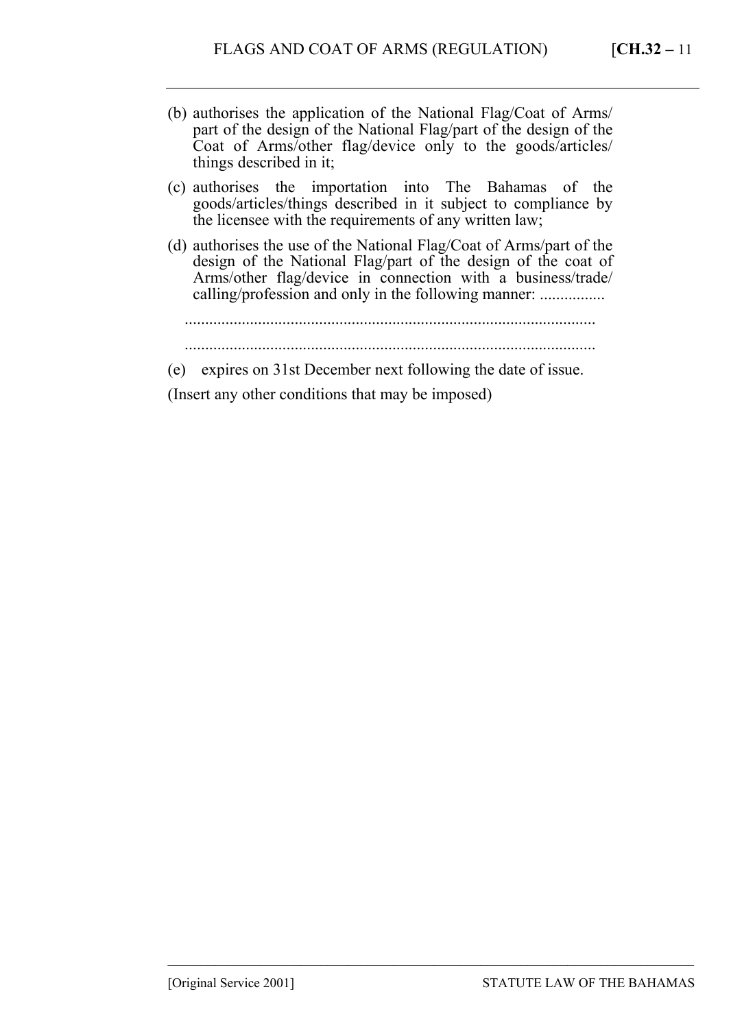(b) authorises the application of the National Flag/Coat of Arms/ part of the design of the National Flag/part of the design of the Coat of Arms/other flag/device only to the goods/articles/ things described in it;

(c) authorises the importation into The Bahamas of the goods/articles/things described in it subject to compliance by the licensee with the requirements of any written law;

(d) authorises the use of the National Flag/Coat of Arms/part of the design of the National Flag/part of the design of the coat of Arms/other flag/device in connection with a business/trade/ calling/profession and only in the following manner: ................

.....................................................................................................

.....................................................................................................

(e) expires on 31st December next following the date of issue.

(Insert any other conditions that may be imposed)